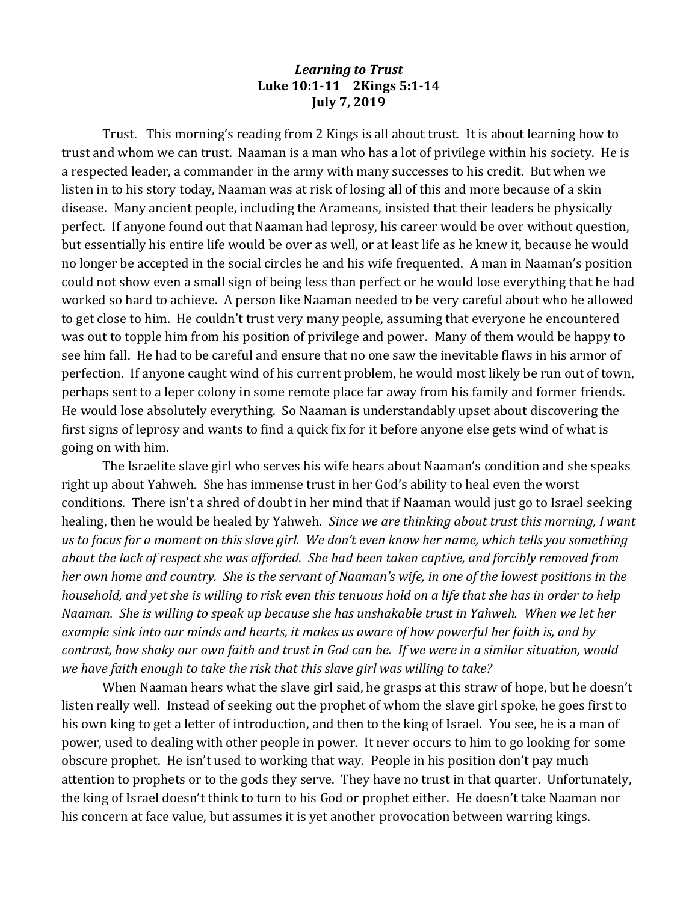***Learning to Trust***

**Luke 10:1-11    2Kings 5:1-14**

**July 7, 2019**

Trust. This morning's reading from 2 Kings is all about trust. It is about learning how to trust and whom we can trust. Naaman is a man who has a lot of privilege within his society. He is a respected leader, a commander in the army with many successes to his credit. But when we listen in to his story today, Naaman was at risk of losing all of this and more because of a skin disease. Many ancient people, including the Arameans, insisted that their leaders be physically perfect. If anyone found out that Naaman had leprosy, his career would be over without question, but essentially his entire life would be over as well, or at least life as he knew it, because he would no longer be accepted in the social circles he and his wife frequented. A man in Naaman's position could not show even a small sign of being less than perfect or he would lose everything that he had worked so hard to achieve. A person like Naaman needed to be very careful about who he allowed to get close to him. He couldn't trust very many people, assuming that everyone he encountered was out to topple him from his position of privilege and power. Many of them would be happy to see him fall. He had to be careful and ensure that no one saw the inevitable flaws in his armor of perfection. If anyone caught wind of his current problem, he would most likely be run out of town, perhaps sent to a leper colony in some remote place far away from his family and former friends. He would lose absolutely everything. So Naaman is understandably upset about discovering the first signs of leprosy and wants to find a quick fix for it before anyone else gets wind of what is going on with him.

The Israelite slave girl who serves his wife hears about Naaman's condition and she speaks right up about Yahweh. She has immense trust in her God's ability to heal even the worst conditions. There isn't a shred of doubt in her mind that if Naaman would just go to Israel seeking healing, then he would be healed by Yahweh. *Since we are thinking about trust this morning, I want us to focus for a moment on this slave girl. We don't even know her name, which tells you something about the lack of respect she was afforded. She had been taken captive, and forcibly removed from her own home and country. She is the servant of Naaman's wife, in one of the lowest positions in the household, and yet she is willing to risk even this tenuous hold on a life that she has in order to help Naaman. She is willing to speak up because she has unshakable trust in Yahweh. When we let her example sink into our minds and hearts, it makes us aware of how powerful her faith is, and by contrast, how shaky our own faith and trust in God can be. If we were in a similar situation, would we have faith enough to take the risk that this slave girl was willing to take?*

When Naaman hears what the slave girl said, he grasps at this straw of hope, but he doesn't listen really well. Instead of seeking out the prophet of whom the slave girl spoke, he goes first to his own king to get a letter of introduction, and then to the king of Israel. You see, he is a man of power, used to dealing with other people in power. It never occurs to him to go looking for some obscure prophet. He isn't used to working that way. People in his position don't pay much attention to prophets or to the gods they serve. They have no trust in that quarter. Unfortunately, the king of Israel doesn't think to turn to his God or prophet either. He doesn't take Naaman nor his concern at face value, but assumes it is yet another provocation between warring kings.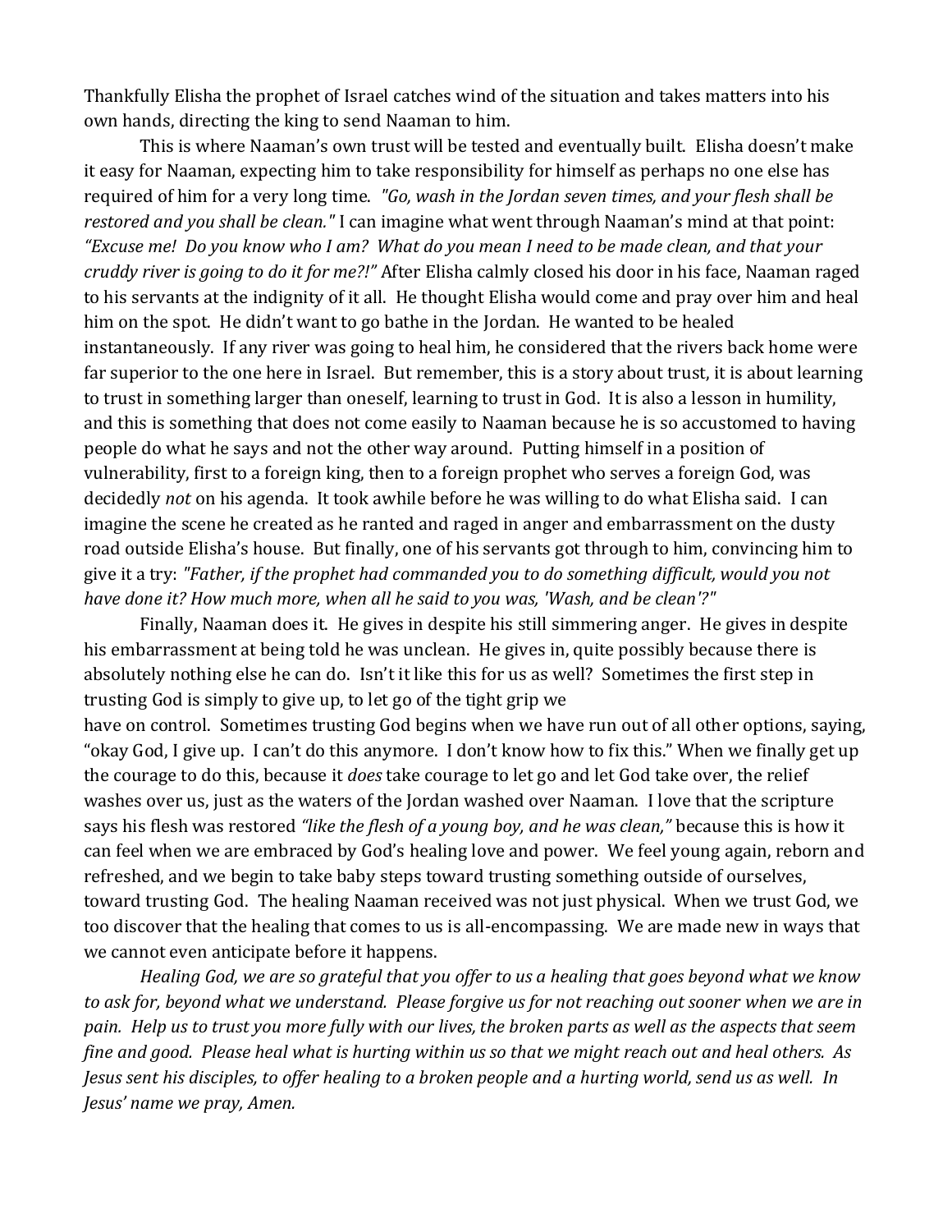Thankfully Elisha the prophet of Israel catches wind of the situation and takes matters into his own hands, directing the king to send Naaman to him.

This is where Naaman's own trust will be tested and eventually built. Elisha doesn't make it easy for Naaman, expecting him to take responsibility for himself as perhaps no one else has required of him for a very long time. *"Go, wash in the Jordan seven times, and your flesh shall be restored and you shall be clean."* I can imagine what went through Naaman's mind at that point: *"Excuse me! Do you know who I am? What do you mean I need to be made clean, and that your cruddy river is going to do it for me?!"* After Elisha calmly closed his door in his face, Naaman raged to his servants at the indignity of it all. He thought Elisha would come and pray over him and heal him on the spot. He didn't want to go bathe in the Jordan. He wanted to be healed instantaneously. If any river was going to heal him, he considered that the rivers back home were far superior to the one here in Israel. But remember, this is a story about trust, it is about learning to trust in something larger than oneself, learning to trust in God. It is also a lesson in humility, and this is something that does not come easily to Naaman because he is so accustomed to having people do what he says and not the other way around. Putting himself in a position of vulnerability, first to a foreign king, then to a foreign prophet who serves a foreign God, was decidedly *not* on his agenda. It took awhile before he was willing to do what Elisha said. I can imagine the scene he created as he ranted and raged in anger and embarrassment on the dusty road outside Elisha's house. But finally, one of his servants got through to him, convincing him to give it a try: *"Father, if the prophet had commanded you to do something difficult, would you not have done it? How much more, when all he said to you was, 'Wash, and be clean'?"*

Finally, Naaman does it. He gives in despite his still simmering anger. He gives in despite his embarrassment at being told he was unclean. He gives in, quite possibly because there is absolutely nothing else he can do. Isn't it like this for us as well? Sometimes the first step in trusting God is simply to give up, to let go of the tight grip we have on control. Sometimes trusting God begins when we have run out of all other options, saying, "okay God, I give up. I can't do this anymore. I don't know how to fix this." When we finally get up the courage to do this, because it *does* take courage to let go and let God take over, the relief washes over us, just as the waters of the Jordan washed over Naaman. I love that the scripture says his flesh was restored *"like the flesh of a young boy, and he was clean,"* because this is how it can feel when we are embraced by God's healing love and power. We feel young again, reborn and refreshed, and we begin to take baby steps toward trusting something outside of ourselves, toward trusting God. The healing Naaman received was not just physical. When we trust God, we too discover that the healing that comes to us is all-encompassing. We are made new in ways that we cannot even anticipate before it happens.

*Healing God, we are so grateful that you offer to us a healing that goes beyond what we know to ask for, beyond what we understand. Please forgive us for not reaching out sooner when we are in pain. Help us to trust you more fully with our lives, the broken parts as well as the aspects that seem fine and good. Please heal what is hurting within us so that we might reach out and heal others. As Jesus sent his disciples, to offer healing to a broken people and a hurting world, send us as well. In Jesus' name we pray, Amen.*